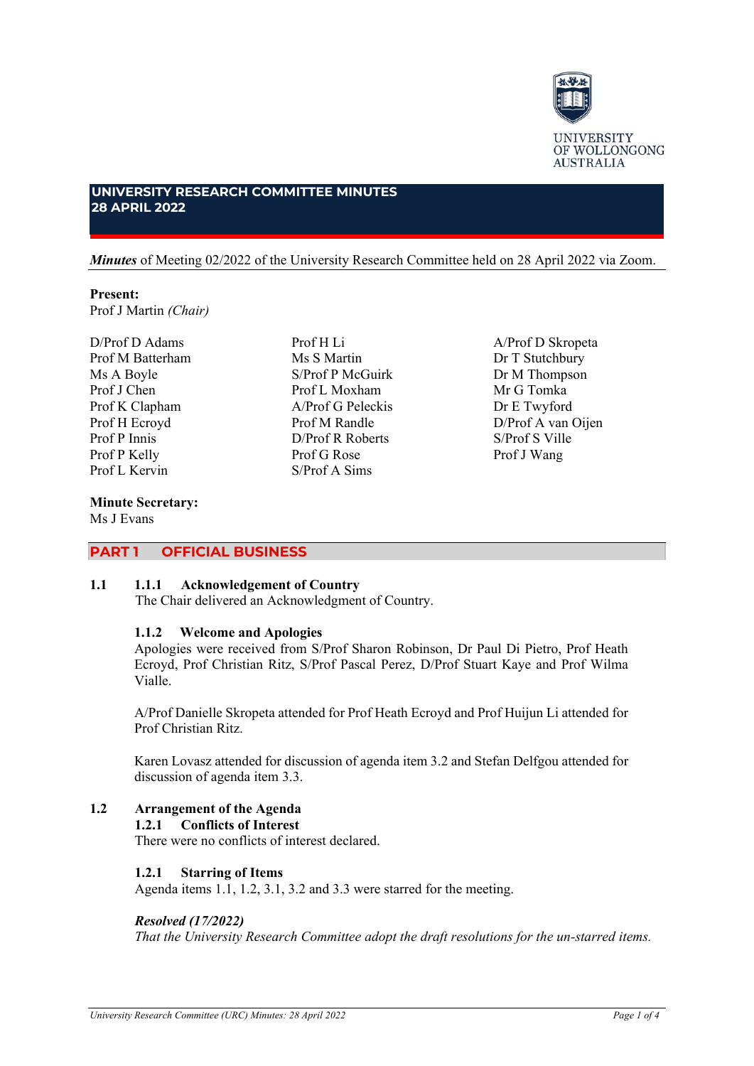UNIVERSITY OF WOLLONGONG AUSTRALIA

# UNIVERSITY RESEARCH COMMITTEE MINUTES 28 APRIL 2022

***Minutes*** of Meeting 02/2022 of the University Research Committee held on 28 April 2022 via Zoom.

**Present:**
Prof J Martin *(Chair)*

D/Prof D Adams
Prof M Batterham
Ms A Boyle
Prof J Chen
Prof K Clapham
Prof H Ecroyd
Prof P Innis
Prof P Kelly
Prof L Kervin
Prof H Li
Ms S Martin
S/Prof P McGuirk
Prof L Moxham
A/Prof G Peleckis
Prof M Randle
D/Prof R Roberts
Prof G Rose
S/Prof A Sims
A/Prof D Skropeta
Dr T Stutchbury
Dr M Thompson
Mr G Tomka
Dr E Twyford
D/Prof A van Oijen
S/Prof S Ville
Prof J Wang

**Minute Secretary:**
Ms J Evans

## PART 1 OFFICIAL BUSINESS

**1.1 1.1.1 Acknowledgement of Country**

The Chair delivered an Acknowledgment of Country.

**1.1.2 Welcome and Apologies**

Apologies were received from S/Prof Sharon Robinson, Dr Paul Di Pietro, Prof Heath Ecroyd, Prof Christian Ritz, S/Prof Pascal Perez, D/Prof Stuart Kaye and Prof Wilma Vialle.

A/Prof Danielle Skropeta attended for Prof Heath Ecroyd and Prof Huijun Li attended for Prof Christian Ritz.

Karen Lovasz attended for discussion of agenda item 3.2 and Stefan Delfgou attended for discussion of agenda item 3.3.

**1.2 Arrangement of the Agenda**

**1.2.1 Conflicts of Interest**

There were no conflicts of interest declared.

**1.2.1 Starring of Items**

Agenda items 1.1, 1.2, 3.1, 3.2 and 3.3 were starred for the meeting.

***Resolved (17/2022)***
*That the University Research Committee adopt the draft resolutions for the un-starred items.*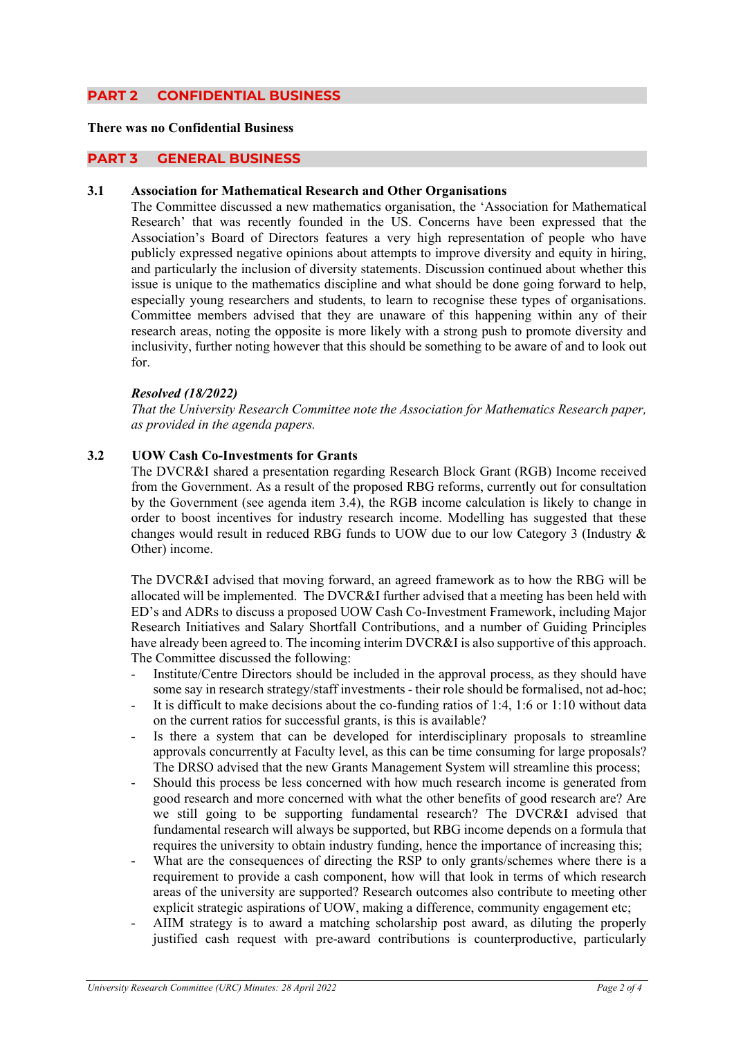## PART 2 CONFIDENTIAL BUSINESS

**There was no Confidential Business**

## PART 3 GENERAL BUSINESS

### 3.1 Association for Mathematical Research and Other Organisations

The Committee discussed a new mathematics organisation, the 'Association for Mathematical Research' that was recently founded in the US. Concerns have been expressed that the Association's Board of Directors features a very high representation of people who have publicly expressed negative opinions about attempts to improve diversity and equity in hiring, and particularly the inclusion of diversity statements. Discussion continued about whether this issue is unique to the mathematics discipline and what should be done going forward to help, especially young researchers and students, to learn to recognise these types of organisations. Committee members advised that they are unaware of this happening within any of their research areas, noting the opposite is more likely with a strong push to promote diversity and inclusivity, further noting however that this should be something to be aware of and to look out for.

***Resolved (18/2022)***

*That the University Research Committee note the Association for Mathematics Research paper, as provided in the agenda papers.*

### 3.2 UOW Cash Co-Investments for Grants

The DVCR&I shared a presentation regarding Research Block Grant (RGB) Income received from the Government. As a result of the proposed RBG reforms, currently out for consultation by the Government (see agenda item 3.4), the RGB income calculation is likely to change in order to boost incentives for industry research income. Modelling has suggested that these changes would result in reduced RBG funds to UOW due to our low Category 3 (Industry & Other) income.

The DVCR&I advised that moving forward, an agreed framework as to how the RBG will be allocated will be implemented. The DVCR&I further advised that a meeting has been held with ED's and ADRs to discuss a proposed UOW Cash Co-Investment Framework, including Major Research Initiatives and Salary Shortfall Contributions, and a number of Guiding Principles have already been agreed to. The incoming interim DVCR&I is also supportive of this approach. The Committee discussed the following:

- Institute/Centre Directors should be included in the approval process, as they should have some say in research strategy/staff investments - their role should be formalised, not ad-hoc;
- It is difficult to make decisions about the co-funding ratios of 1:4, 1:6 or 1:10 without data on the current ratios for successful grants, is this available?
- Is there a system that can be developed for interdisciplinary proposals to streamline approvals concurrently at Faculty level, as this can be time consuming for large proposals? The DRSO advised that the new Grants Management System will streamline this process;
- Should this process be less concerned with how much research income is generated from good research and more concerned with what the other benefits of good research are? Are we still going to be supporting fundamental research? The DVCR&I advised that fundamental research will always be supported, but RBG income depends on a formula that requires the university to obtain industry funding, hence the importance of increasing this;
- What are the consequences of directing the RSP to only grants/schemes where there is a requirement to provide a cash component, how will that look in terms of which research areas of the university are supported? Research outcomes also contribute to meeting other explicit strategic aspirations of UOW, making a difference, community engagement etc;
- AIIM strategy is to award a matching scholarship post award, as diluting the properly justified cash request with pre-award contributions is counterproductive, particularly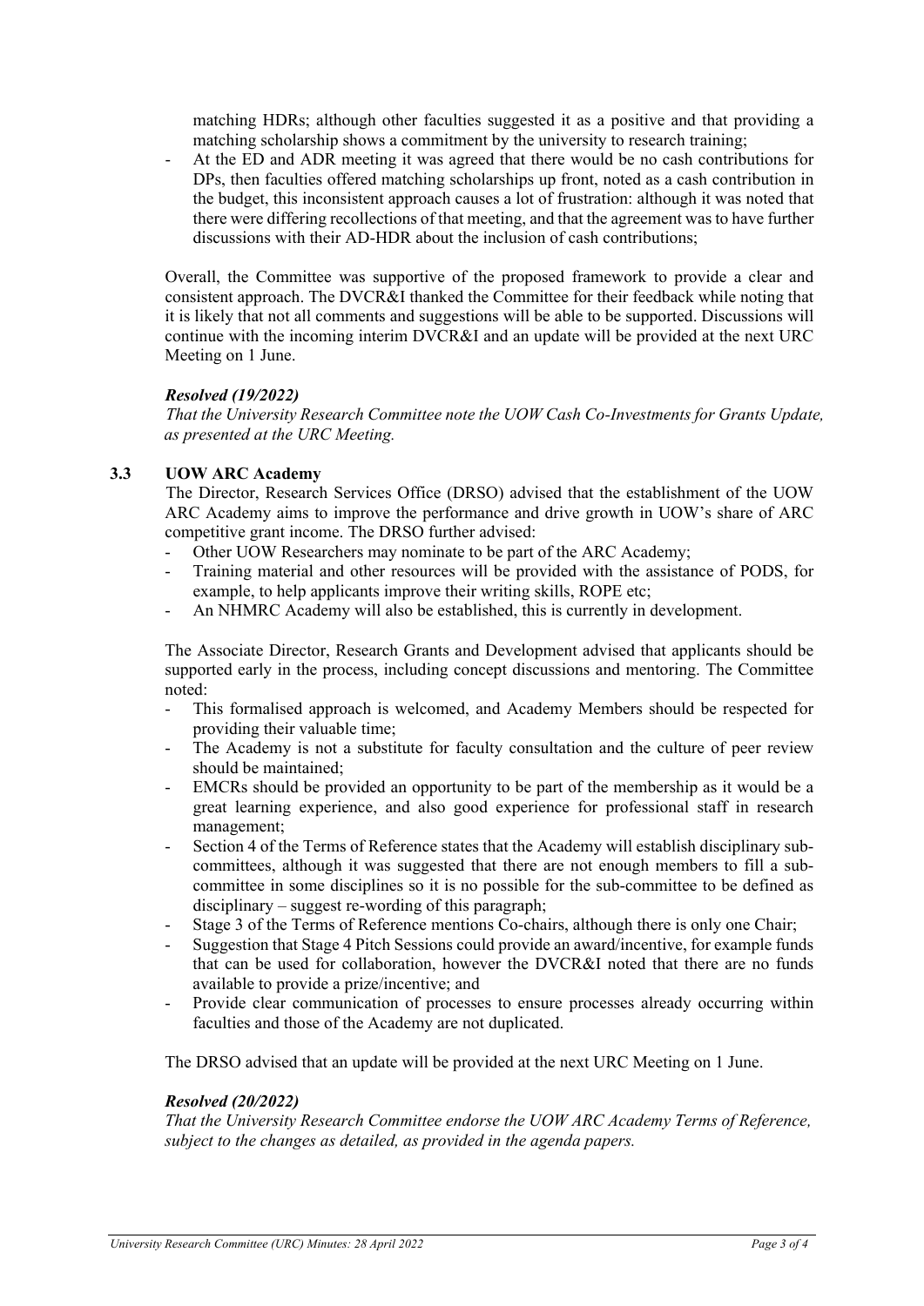matching HDRs; although other faculties suggested it as a positive and that providing a matching scholarship shows a commitment by the university to research training;

- At the ED and ADR meeting it was agreed that there would be no cash contributions for DPs, then faculties offered matching scholarships up front, noted as a cash contribution in the budget, this inconsistent approach causes a lot of frustration: although it was noted that there were differing recollections of that meeting, and that the agreement was to have further discussions with their AD-HDR about the inclusion of cash contributions;

Overall, the Committee was supportive of the proposed framework to provide a clear and consistent approach. The DVCR&I thanked the Committee for their feedback while noting that it is likely that not all comments and suggestions will be able to be supported. Discussions will continue with the incoming interim DVCR&I and an update will be provided at the next URC Meeting on 1 June.

***Resolved (19/2022)***

*That the University Research Committee note the UOW Cash Co-Investments for Grants Update, as presented at the URC Meeting.*

### 3.3 UOW ARC Academy

The Director, Research Services Office (DRSO) advised that the establishment of the UOW ARC Academy aims to improve the performance and drive growth in UOW's share of ARC competitive grant income. The DRSO further advised:

- Other UOW Researchers may nominate to be part of the ARC Academy;
- Training material and other resources will be provided with the assistance of PODS, for example, to help applicants improve their writing skills, ROPE etc;
- An NHMRC Academy will also be established, this is currently in development.

The Associate Director, Research Grants and Development advised that applicants should be supported early in the process, including concept discussions and mentoring. The Committee noted:

- This formalised approach is welcomed, and Academy Members should be respected for providing their valuable time;
- The Academy is not a substitute for faculty consultation and the culture of peer review should be maintained;
- EMCRs should be provided an opportunity to be part of the membership as it would be a great learning experience, and also good experience for professional staff in research management;
- Section 4 of the Terms of Reference states that the Academy will establish disciplinary sub-committees, although it was suggested that there are not enough members to fill a sub-committee in some disciplines so it is no possible for the sub-committee to be defined as disciplinary – suggest re-wording of this paragraph;
- Stage 3 of the Terms of Reference mentions Co-chairs, although there is only one Chair;
- Suggestion that Stage 4 Pitch Sessions could provide an award/incentive, for example funds that can be used for collaboration, however the DVCR&I noted that there are no funds available to provide a prize/incentive; and
- Provide clear communication of processes to ensure processes already occurring within faculties and those of the Academy are not duplicated.

The DRSO advised that an update will be provided at the next URC Meeting on 1 June.

***Resolved (20/2022)***

*That the University Research Committee endorse the UOW ARC Academy Terms of Reference, subject to the changes as detailed, as provided in the agenda papers.*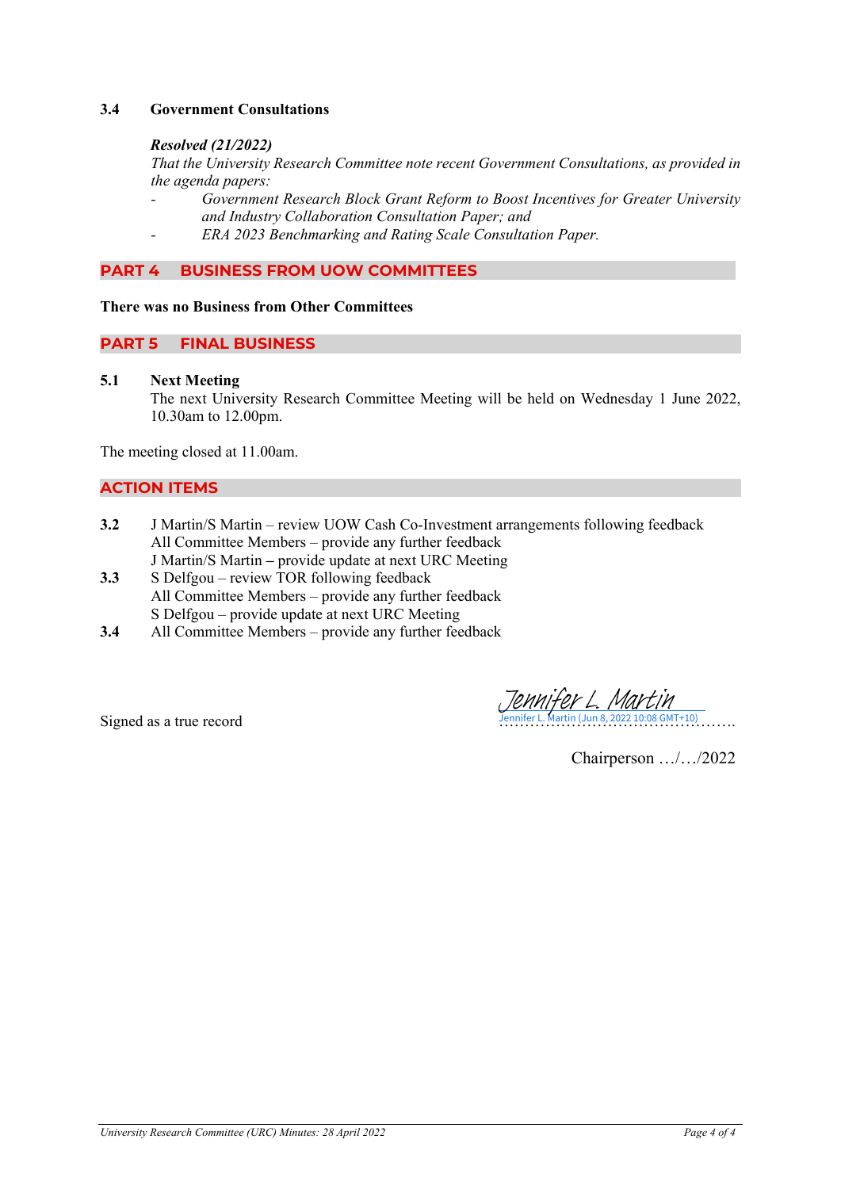### 3.4 Government Consultations

***Resolved (21/2022)***

*That the University Research Committee note recent Government Consultations, as provided in the agenda papers:*

- *Government Research Block Grant Reform to Boost Incentives for Greater University and Industry Collaboration Consultation Paper; and*
- *ERA 2023 Benchmarking and Rating Scale Consultation Paper.*

## PART 4 BUSINESS FROM UOW COMMITTEES

**There was no Business from Other Committees**

## PART 5 FINAL BUSINESS

### 5.1 Next Meeting

The next University Research Committee Meeting will be held on Wednesday 1 June 2022, 10.30am to 12.00pm.

The meeting closed at 11.00am.

## ACTION ITEMS

**3.2** J Martin/S Martin – review UOW Cash Co-Investment arrangements following feedback
All Committee Members – provide any further feedback
J Martin/S Martin – provide update at next URC Meeting

**3.3** S Delfgou – review TOR following feedback
All Committee Members – provide any further feedback
S Delfgou – provide update at next URC Meeting

**3.4** All Committee Members – provide any further feedback

Signed as a true record

Jennifer L. Martin
Jennifer L. Martin (Jun 8, 2022 10:08 GMT+10)
……………………………………….

Chairperson …/…/2022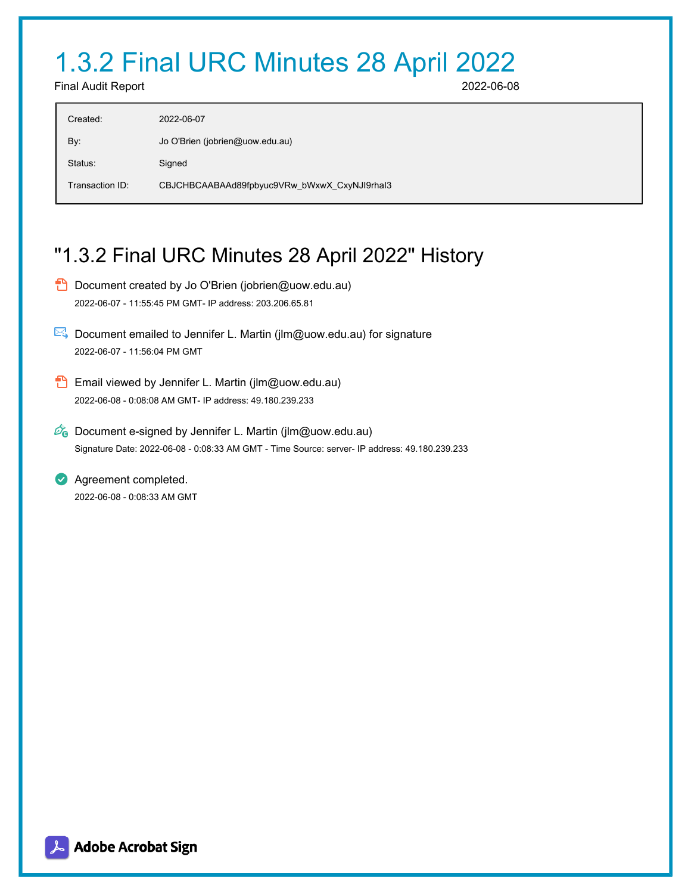# 1.3.2 Final URC Minutes 28 April 2022

Final Audit Report 2022-06-08

| | |
|---|---|
| Created: | 2022-06-07 |
| By: | Jo O'Brien (jobrien@uow.edu.au) |
| Status: | Signed |
| Transaction ID: | CBJCHBCAABAAd89fpbyuc9VRw_bWxwX_CxyNJl9rhaI3 |

## "1.3.2 Final URC Minutes 28 April 2022" History

- Document created by Jo O'Brien (jobrien@uow.edu.au)
  2022-06-07 - 11:55:45 PM GMT- IP address: 203.206.65.81

- Document emailed to Jennifer L. Martin (jlm@uow.edu.au) for signature
  2022-06-07 - 11:56:04 PM GMT

- Email viewed by Jennifer L. Martin (jlm@uow.edu.au)
  2022-06-08 - 0:08:08 AM GMT- IP address: 49.180.239.233

- Document e-signed by Jennifer L. Martin (jlm@uow.edu.au)
  Signature Date: 2022-06-08 - 0:08:33 AM GMT - Time Source: server- IP address: 49.180.239.233

- Agreement completed.
  2022-06-08 - 0:08:33 AM GMT

Adobe Acrobat Sign